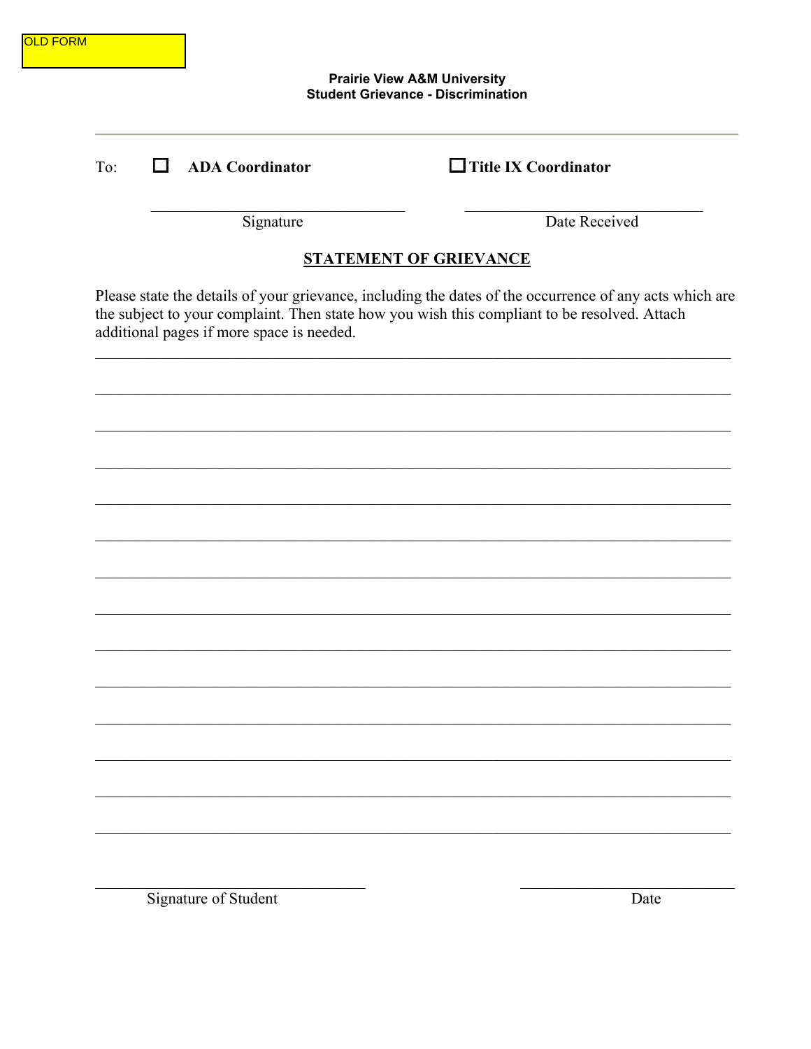OLD FORM

**Prairie View A&M University**
**Student Grievance - Discrimination**

---

To: ☐ **ADA Coordinator** ☐ **Title IX Coordinator**

\_\_\_\_\_\_\_\_\_\_\_\_\_\_\_\_\_\_\_\_\_\_\_\_\_\_\_\_\_\_ \_\_\_\_\_\_\_\_\_\_\_\_\_\_\_\_\_\_\_\_\_\_\_\_\_\_\_\_\_\_
Signature Date Received

## STATEMENT OF GRIEVANCE

Please state the details of your grievance, including the dates of the occurrence of any acts which are the subject to your complaint. Then state how you wish this compliant to be resolved. Attach additional pages if more space is needed.

\_\_\_\_\_\_\_\_\_\_\_\_\_\_\_\_\_\_\_\_\_\_\_\_\_\_\_\_\_\_\_\_\_\_\_\_\_\_\_\_\_\_\_\_\_\_\_\_\_\_\_\_\_\_\_\_\_\_\_\_\_\_\_\_\_\_\_\_\_\_\_\_

\_\_\_\_\_\_\_\_\_\_\_\_\_\_\_\_\_\_\_\_\_\_\_\_\_\_\_\_\_\_\_\_\_\_\_\_\_\_\_\_\_\_\_\_\_\_\_\_\_\_\_\_\_\_\_\_\_\_\_\_\_\_\_\_\_\_\_\_\_\_\_\_

\_\_\_\_\_\_\_\_\_\_\_\_\_\_\_\_\_\_\_\_\_\_\_\_\_\_\_\_\_\_\_\_\_\_\_\_\_\_\_\_\_\_\_\_\_\_\_\_\_\_\_\_\_\_\_\_\_\_\_\_\_\_\_\_\_\_\_\_\_\_\_\_

\_\_\_\_\_\_\_\_\_\_\_\_\_\_\_\_\_\_\_\_\_\_\_\_\_\_\_\_\_\_\_\_\_\_\_\_\_\_\_\_\_\_\_\_\_\_\_\_\_\_\_\_\_\_\_\_\_\_\_\_\_\_\_\_\_\_\_\_\_\_\_\_

\_\_\_\_\_\_\_\_\_\_\_\_\_\_\_\_\_\_\_\_\_\_\_\_\_\_\_\_\_\_\_\_\_\_\_\_\_\_\_\_\_\_\_\_\_\_\_\_\_\_\_\_\_\_\_\_\_\_\_\_\_\_\_\_\_\_\_\_\_\_\_\_

\_\_\_\_\_\_\_\_\_\_\_\_\_\_\_\_\_\_\_\_\_\_\_\_\_\_\_\_\_\_\_\_\_\_\_\_\_\_\_\_\_\_\_\_\_\_\_\_\_\_\_\_\_\_\_\_\_\_\_\_\_\_\_\_\_\_\_\_\_\_\_\_

\_\_\_\_\_\_\_\_\_\_\_\_\_\_\_\_\_\_\_\_\_\_\_\_\_\_\_\_\_\_\_\_\_\_\_\_\_\_\_\_\_\_\_\_\_\_\_\_\_\_\_\_\_\_\_\_\_\_\_\_\_\_\_\_\_\_\_\_\_\_\_\_

\_\_\_\_\_\_\_\_\_\_\_\_\_\_\_\_\_\_\_\_\_\_\_\_\_\_\_\_\_\_\_\_\_\_\_\_\_\_\_\_\_\_\_\_\_\_\_\_\_\_\_\_\_\_\_\_\_\_\_\_\_\_\_\_\_\_\_\_\_\_\_\_

\_\_\_\_\_\_\_\_\_\_\_\_\_\_\_\_\_\_\_\_\_\_\_\_\_\_\_\_\_\_\_\_\_\_\_\_\_\_\_\_\_\_\_\_\_\_\_\_\_\_\_\_\_\_\_\_\_\_\_\_\_\_\_\_\_\_\_\_\_\_\_\_

\_\_\_\_\_\_\_\_\_\_\_\_\_\_\_\_\_\_\_\_\_\_\_\_\_\_\_\_\_\_\_\_\_\_\_\_\_\_\_\_\_\_\_\_\_\_\_\_\_\_\_\_\_\_\_\_\_\_\_\_\_\_\_\_\_\_\_\_\_\_\_\_

\_\_\_\_\_\_\_\_\_\_\_\_\_\_\_\_\_\_\_\_\_\_\_\_\_\_\_\_\_\_\_\_\_\_\_\_\_\_\_\_\_\_\_\_\_\_\_\_\_\_\_\_\_\_\_\_\_\_\_\_\_\_\_\_\_\_\_\_\_\_\_\_

\_\_\_\_\_\_\_\_\_\_\_\_\_\_\_\_\_\_\_\_\_\_\_\_\_\_\_\_\_\_\_\_\_\_\_\_\_\_\_\_\_\_\_\_\_\_\_\_\_\_\_\_\_\_\_\_\_\_\_\_\_\_\_\_\_\_\_\_\_\_\_\_

\_\_\_\_\_\_\_\_\_\_\_\_\_\_\_\_\_\_\_\_\_\_\_\_\_\_\_\_\_\_\_\_\_\_\_\_\_\_\_\_\_\_\_\_\_\_\_\_\_\_\_\_\_\_\_\_\_\_\_\_\_\_\_\_\_\_\_\_\_\_\_\_

\_\_\_\_\_\_\_\_\_\_\_\_\_\_\_\_\_\_\_\_\_\_\_\_\_\_\_\_\_\_\_\_\_\_\_\_\_\_\_\_\_\_\_\_\_\_\_\_\_\_\_\_\_\_\_\_\_\_\_\_\_\_\_\_\_\_\_\_\_\_\_\_

\_\_\_\_\_\_\_\_\_\_\_\_\_\_\_\_\_\_\_\_\_\_\_\_\_\_\_\_\_\_\_\_\_\_ \_\_\_\_\_\_\_\_\_\_\_\_\_\_\_\_\_\_\_\_\_\_\_\_\_\_\_
Signature of Student Date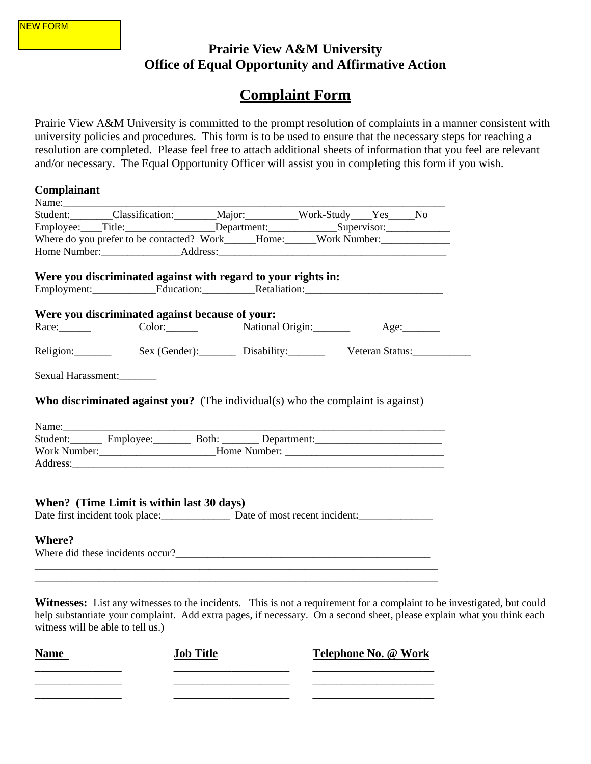NEW FORM

**Prairie View A&M University**
**Office of Equal Opportunity and Affirmative Action**

# Complaint Form

Prairie View A&M University is committed to the prompt resolution of complaints in a manner consistent with university policies and procedures. This form is to be used to ensure that the necessary steps for reaching a resolution are completed. Please feel free to attach additional sheets of information that you feel are relevant and/or necessary. The Equal Opportunity Officer will assist you in completing this form if you wish.

**Complainant**

Name:_______________________________________________________________________

Student:________Classification:________Major:__________Work-Study____Yes_____No

Employee:____Title:_________________Department:_____________Supervisor:____________

Where do you prefer to be contacted? Work______Home:______Work Number:_____________

Home Number:_______________Address:_____________________________________________

**Were you discriminated against with regard to your rights in:**

Employment:____________Education:__________Retaliation:__________________________

**Were you discriminated against because of your:**

Race:______ Color:______ National Origin:_______ Age:_______

Religion:_______ Sex (Gender):_______ Disability:_______ Veteran Status:___________

Sexual Harassment:_______

**Who discriminated against you?** (The individual(s) who the complaint is against)

Name:_______________________________________________________________________

Student:______ Employee:_______ Both: _______ Department:________________________

Work Number:______________________Home Number: ______________________________

Address:_____________________________________________________________________

**When? (Time Limit is within last 30 days)**

Date first incident took place:_____________ Date of most recent incident:______________

**Where?**

Where did these incidents occur?__________________________________________________

______________________________________________________________________________

______________________________________________________________________________

**Witnesses:** List any witnesses to the incidents. This is not a requirement for a complaint to be investigated, but could help substantiate your complaint. Add extra pages, if necessary. On a second sheet, please explain what you think each witness will be able to tell us.)

| Name | Job Title | Telephone No. @ Work |
|---|---|---|
| ________________ | _____________________ | ______________________ |
| ________________ | _____________________ | ______________________ |
| ________________ | _____________________ | ______________________ |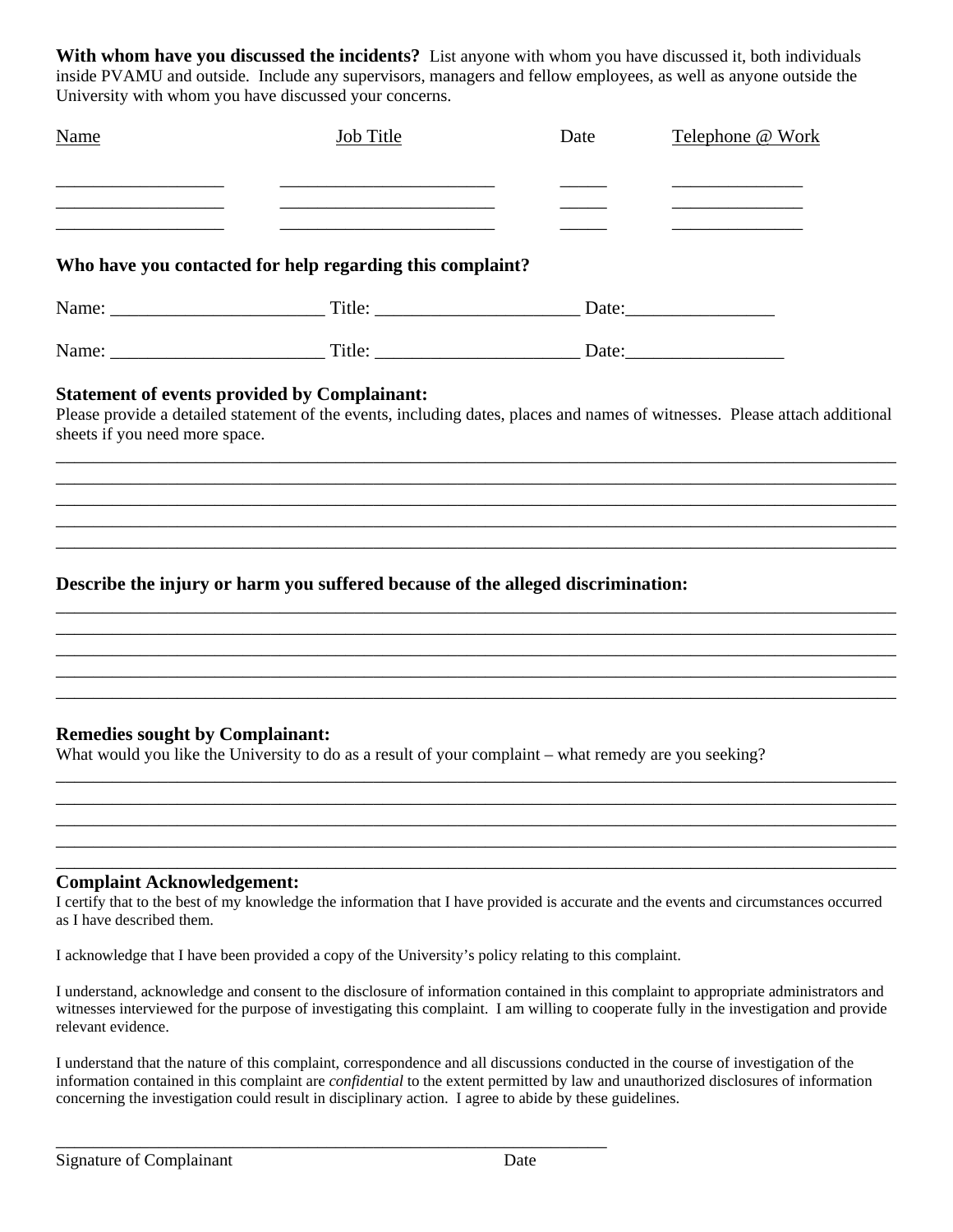**With whom have you discussed the incidents?** List anyone with whom you have discussed it, both individuals inside PVAMU and outside. Include any supervisors, managers and fellow employees, as well as anyone outside the University with whom you have discussed your concerns.

| Name | Job Title | Date | Telephone @ Work |
|---|---|---|---|
| __________________ | _______________________ | _____ | ______________ |
| __________________ | _______________________ | _____ | ______________ |
| __________________ | _______________________ | _____ | ______________ |

**Who have you contacted for help regarding this complaint?**

Name: _______________________ Title: _____________________ Date:________________

Name: _______________________ Title: _____________________ Date:_________________

**Statement of events provided by Complainant:**

Please provide a detailed statement of the events, including dates, places and names of witnesses. Please attach additional sheets if you need more space.

___________________________________________________________________________________________
___________________________________________________________________________________________
___________________________________________________________________________________________
___________________________________________________________________________________________
___________________________________________________________________________________________

**Describe the injury or harm you suffered because of the alleged discrimination:**

___________________________________________________________________________________________
___________________________________________________________________________________________
___________________________________________________________________________________________
___________________________________________________________________________________________
___________________________________________________________________________________________

**Remedies sought by Complainant:**

What would you like the University to do as a result of your complaint – what remedy are you seeking?

___________________________________________________________________________________________
___________________________________________________________________________________________
___________________________________________________________________________________________
___________________________________________________________________________________________
___________________________________________________________________________________________

**Complaint Acknowledgement:**

I certify that to the best of my knowledge the information that I have provided is accurate and the events and circumstances occurred as I have described them.

I acknowledge that I have been provided a copy of the University's policy relating to this complaint.

I understand, acknowledge and consent to the disclosure of information contained in this complaint to appropriate administrators and witnesses interviewed for the purpose of investigating this complaint. I am willing to cooperate fully in the investigation and provide relevant evidence.

I understand that the nature of this complaint, correspondence and all discussions conducted in the course of investigation of the information contained in this complaint are *confidential* to the extent permitted by law and unauthorized disclosures of information concerning the investigation could result in disciplinary action. I agree to abide by these guidelines.

____________________________________________________________

Signature of Complainant Date